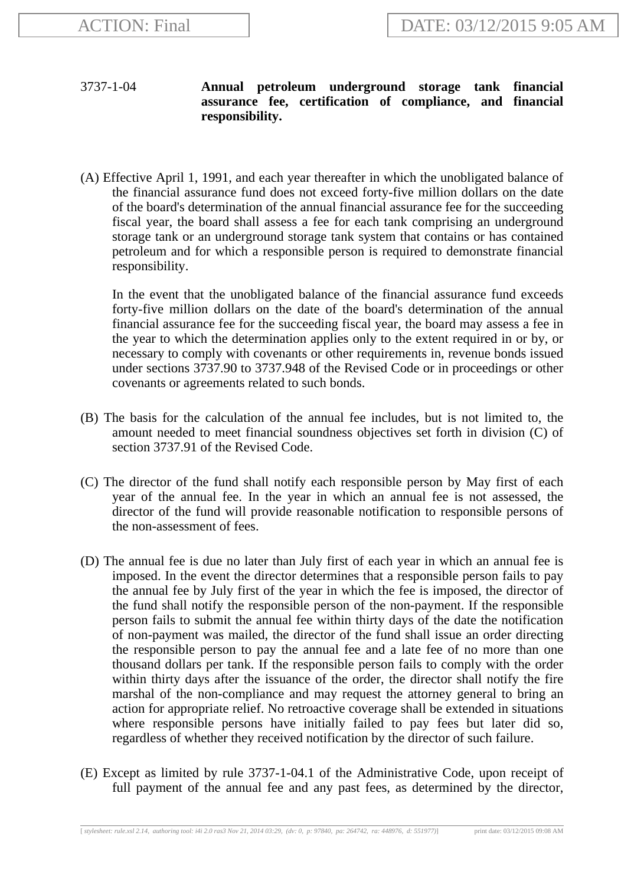ACTION: Final DATE: 03/12/2015 9:05 AM

3737-1-04 **Annual petroleum underground storage tank financial assurance fee, certification of compliance, and financial responsibility.**

(A) Effective April 1, 1991, and each year thereafter in which the unobligated balance of the financial assurance fund does not exceed forty-five million dollars on the date of the board's determination of the annual financial assurance fee for the succeeding fiscal year, the board shall assess a fee for each tank comprising an underground storage tank or an underground storage tank system that contains or has contained petroleum and for which a responsible person is required to demonstrate financial responsibility.

In the event that the unobligated balance of the financial assurance fund exceeds forty-five million dollars on the date of the board's determination of the annual financial assurance fee for the succeeding fiscal year, the board may assess a fee in the year to which the determination applies only to the extent required in or by, or necessary to comply with covenants or other requirements in, revenue bonds issued under sections 3737.90 to 3737.948 of the Revised Code or in proceedings or other covenants or agreements related to such bonds.

(B) The basis for the calculation of the annual fee includes, but is not limited to, the amount needed to meet financial soundness objectives set forth in division (C) of section 3737.91 of the Revised Code.

(C) The director of the fund shall notify each responsible person by May first of each year of the annual fee. In the year in which an annual fee is not assessed, the director of the fund will provide reasonable notification to responsible persons of the non-assessment of fees.

(D) The annual fee is due no later than July first of each year in which an annual fee is imposed. In the event the director determines that a responsible person fails to pay the annual fee by July first of the year in which the fee is imposed, the director of the fund shall notify the responsible person of the non-payment. If the responsible person fails to submit the annual fee within thirty days of the date the notification of non-payment was mailed, the director of the fund shall issue an order directing the responsible person to pay the annual fee and a late fee of no more than one thousand dollars per tank. If the responsible person fails to comply with the order within thirty days after the issuance of the order, the director shall notify the fire marshal of the non-compliance and may request the attorney general to bring an action for appropriate relief. No retroactive coverage shall be extended in situations where responsible persons have initially failed to pay fees but later did so, regardless of whether they received notification by the director of such failure.

(E) Except as limited by rule 3737-1-04.1 of the Administrative Code, upon receipt of full payment of the annual fee and any past fees, as determined by the director,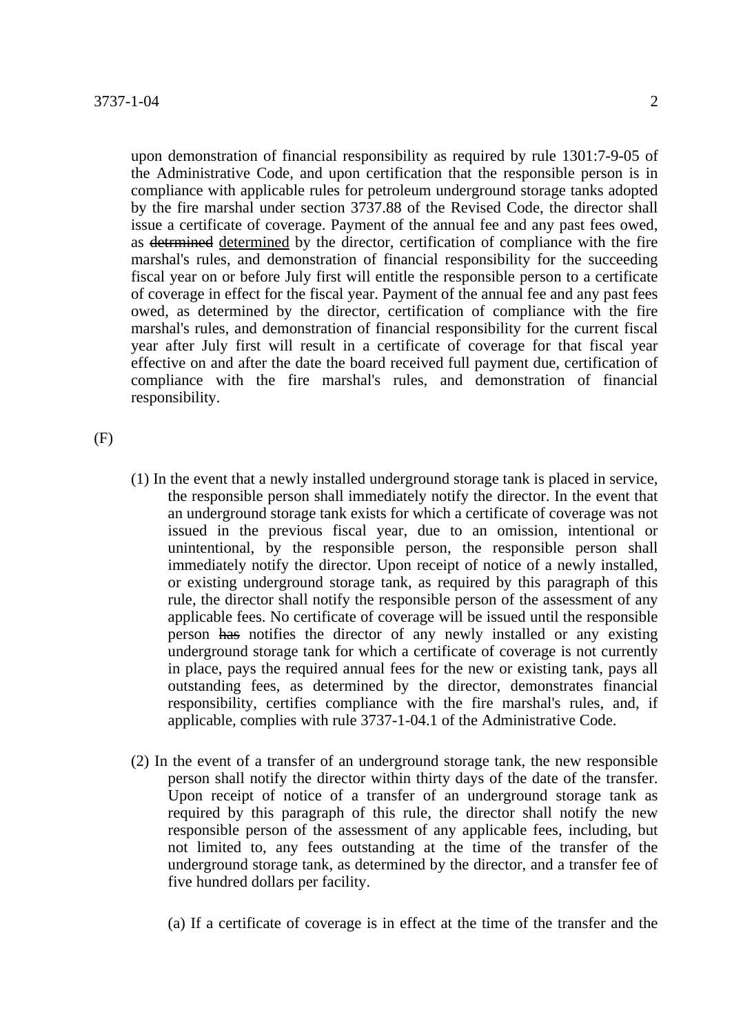upon demonstration of financial responsibility as required by rule 1301:7-9-05 of the Administrative Code, and upon certification that the responsible person is in compliance with applicable rules for petroleum underground storage tanks adopted by the fire marshal under section 3737.88 of the Revised Code, the director shall issue a certificate of coverage. Payment of the annual fee and any past fees owed, as ~~detrmined~~ determined by the director, certification of compliance with the fire marshal's rules, and demonstration of financial responsibility for the succeeding fiscal year on or before July first will entitle the responsible person to a certificate of coverage in effect for the fiscal year. Payment of the annual fee and any past fees owed, as determined by the director, certification of compliance with the fire marshal's rules, and demonstration of financial responsibility for the current fiscal year after July first will result in a certificate of coverage for that fiscal year effective on and after the date the board received full payment due, certification of compliance with the fire marshal's rules, and demonstration of financial responsibility.

(F)

(1) In the event that a newly installed underground storage tank is placed in service, the responsible person shall immediately notify the director. In the event that an underground storage tank exists for which a certificate of coverage was not issued in the previous fiscal year, due to an omission, intentional or unintentional, by the responsible person, the responsible person shall immediately notify the director. Upon receipt of notice of a newly installed, or existing underground storage tank, as required by this paragraph of this rule, the director shall notify the responsible person of the assessment of any applicable fees. No certificate of coverage will be issued until the responsible person ~~has~~ notifies the director of any newly installed or any existing underground storage tank for which a certificate of coverage is not currently in place, pays the required annual fees for the new or existing tank, pays all outstanding fees, as determined by the director, demonstrates financial responsibility, certifies compliance with the fire marshal's rules, and, if applicable, complies with rule 3737-1-04.1 of the Administrative Code.

(2) In the event of a transfer of an underground storage tank, the new responsible person shall notify the director within thirty days of the date of the transfer. Upon receipt of notice of a transfer of an underground storage tank as required by this paragraph of this rule, the director shall notify the new responsible person of the assessment of any applicable fees, including, but not limited to, any fees outstanding at the time of the transfer of the underground storage tank, as determined by the director, and a transfer fee of five hundred dollars per facility.

(a) If a certificate of coverage is in effect at the time of the transfer and the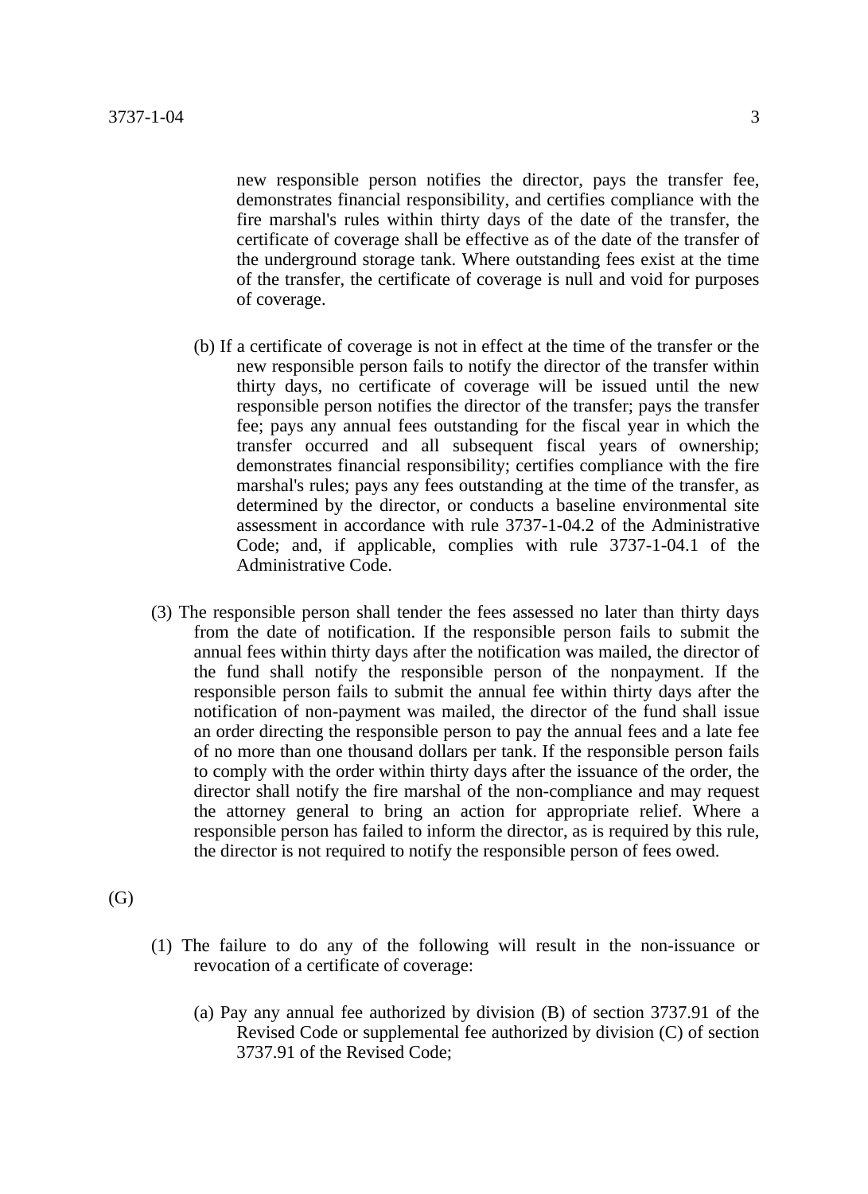new responsible person notifies the director, pays the transfer fee, demonstrates financial responsibility, and certifies compliance with the fire marshal's rules within thirty days of the date of the transfer, the certificate of coverage shall be effective as of the date of the transfer of the underground storage tank. Where outstanding fees exist at the time of the transfer, the certificate of coverage is null and void for purposes of coverage.

(b) If a certificate of coverage is not in effect at the time of the transfer or the new responsible person fails to notify the director of the transfer within thirty days, no certificate of coverage will be issued until the new responsible person notifies the director of the transfer; pays the transfer fee; pays any annual fees outstanding for the fiscal year in which the transfer occurred and all subsequent fiscal years of ownership; demonstrates financial responsibility; certifies compliance with the fire marshal's rules; pays any fees outstanding at the time of the transfer, as determined by the director, or conducts a baseline environmental site assessment in accordance with rule 3737-1-04.2 of the Administrative Code; and, if applicable, complies with rule 3737-1-04.1 of the Administrative Code.

(3) The responsible person shall tender the fees assessed no later than thirty days from the date of notification. If the responsible person fails to submit the annual fees within thirty days after the notification was mailed, the director of the fund shall notify the responsible person of the nonpayment. If the responsible person fails to submit the annual fee within thirty days after the notification of non-payment was mailed, the director of the fund shall issue an order directing the responsible person to pay the annual fees and a late fee of no more than one thousand dollars per tank. If the responsible person fails to comply with the order within thirty days after the issuance of the order, the director shall notify the fire marshal of the non-compliance and may request the attorney general to bring an action for appropriate relief. Where a responsible person has failed to inform the director, as is required by this rule, the director is not required to notify the responsible person of fees owed.

(G)

(1) The failure to do any of the following will result in the non-issuance or revocation of a certificate of coverage:

(a) Pay any annual fee authorized by division (B) of section 3737.91 of the Revised Code or supplemental fee authorized by division (C) of section 3737.91 of the Revised Code;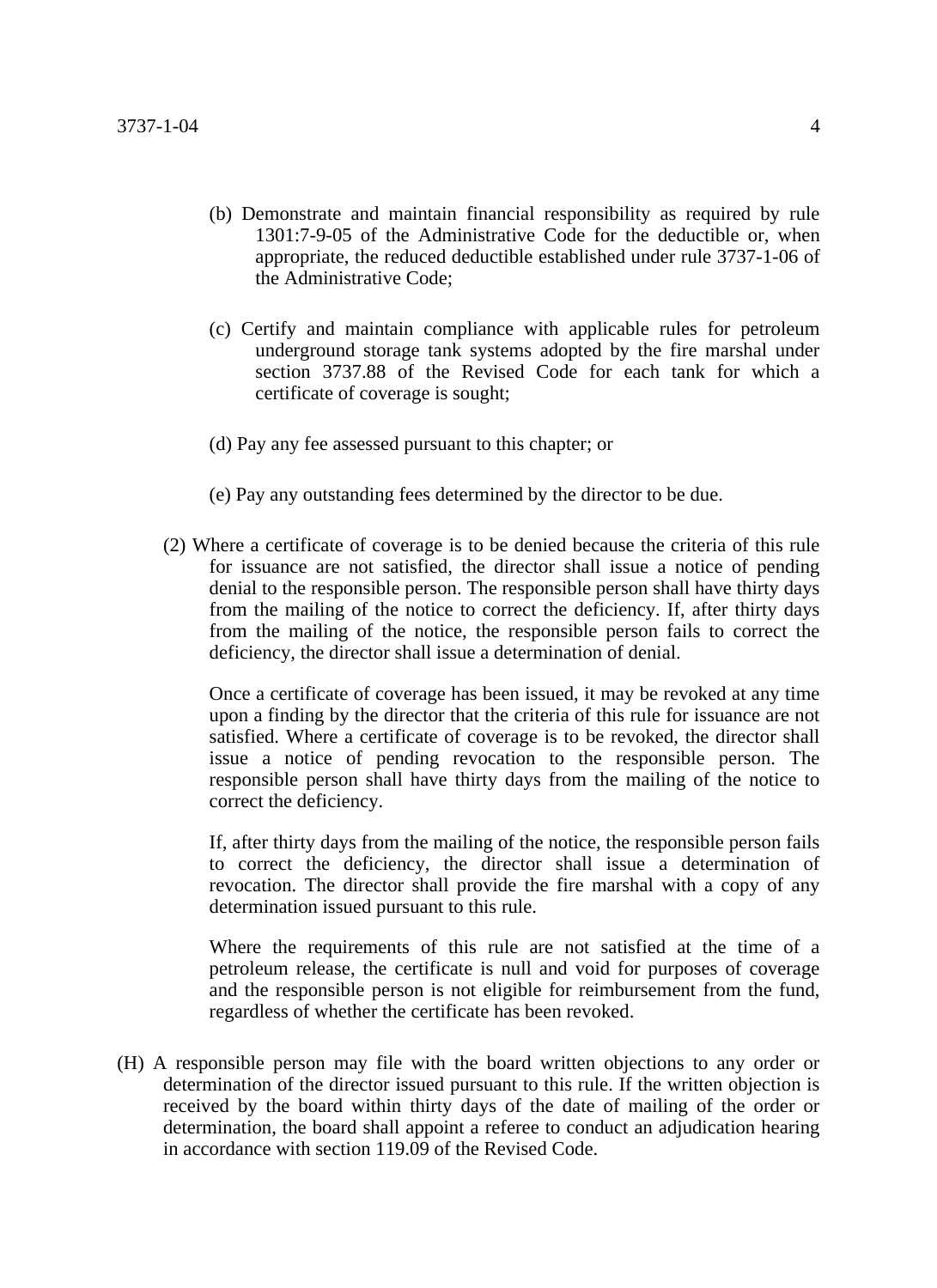(b) Demonstrate and maintain financial responsibility as required by rule 1301:7-9-05 of the Administrative Code for the deductible or, when appropriate, the reduced deductible established under rule 3737-1-06 of the Administrative Code;

(c) Certify and maintain compliance with applicable rules for petroleum underground storage tank systems adopted by the fire marshal under section 3737.88 of the Revised Code for each tank for which a certificate of coverage is sought;

(d) Pay any fee assessed pursuant to this chapter; or

(e) Pay any outstanding fees determined by the director to be due.

(2) Where a certificate of coverage is to be denied because the criteria of this rule for issuance are not satisfied, the director shall issue a notice of pending denial to the responsible person. The responsible person shall have thirty days from the mailing of the notice to correct the deficiency. If, after thirty days from the mailing of the notice, the responsible person fails to correct the deficiency, the director shall issue a determination of denial.

Once a certificate of coverage has been issued, it may be revoked at any time upon a finding by the director that the criteria of this rule for issuance are not satisfied. Where a certificate of coverage is to be revoked, the director shall issue a notice of pending revocation to the responsible person. The responsible person shall have thirty days from the mailing of the notice to correct the deficiency.

If, after thirty days from the mailing of the notice, the responsible person fails to correct the deficiency, the director shall issue a determination of revocation. The director shall provide the fire marshal with a copy of any determination issued pursuant to this rule.

Where the requirements of this rule are not satisfied at the time of a petroleum release, the certificate is null and void for purposes of coverage and the responsible person is not eligible for reimbursement from the fund, regardless of whether the certificate has been revoked.

(H) A responsible person may file with the board written objections to any order or determination of the director issued pursuant to this rule. If the written objection is received by the board within thirty days of the date of mailing of the order or determination, the board shall appoint a referee to conduct an adjudication hearing in accordance with section 119.09 of the Revised Code.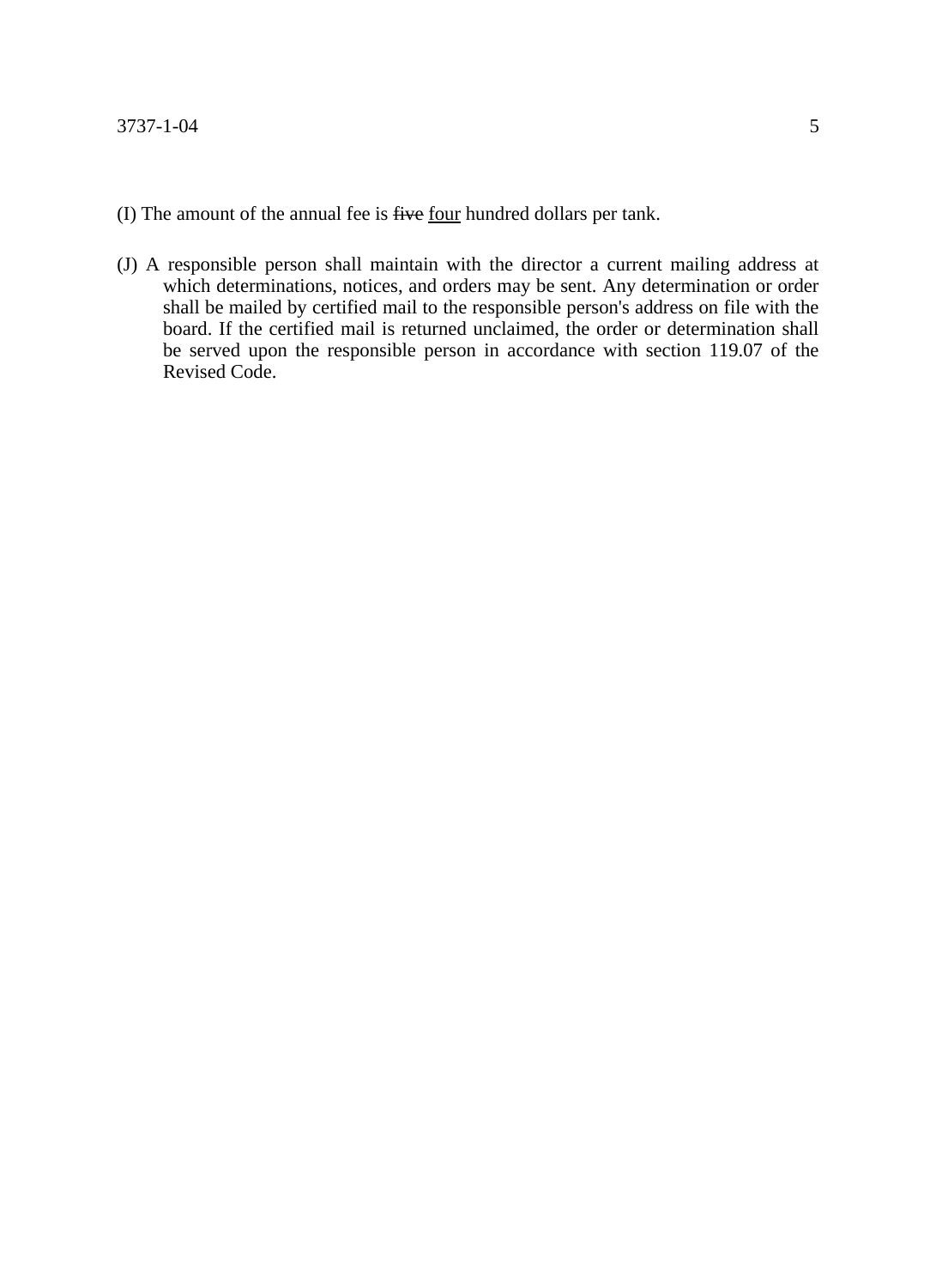(I) The amount of the annual fee is ~~five~~ <u>four</u> hundred dollars per tank.

(J) A responsible person shall maintain with the director a current mailing address at which determinations, notices, and orders may be sent. Any determination or order shall be mailed by certified mail to the responsible person's address on file with the board. If the certified mail is returned unclaimed, the order or determination shall be served upon the responsible person in accordance with section 119.07 of the Revised Code.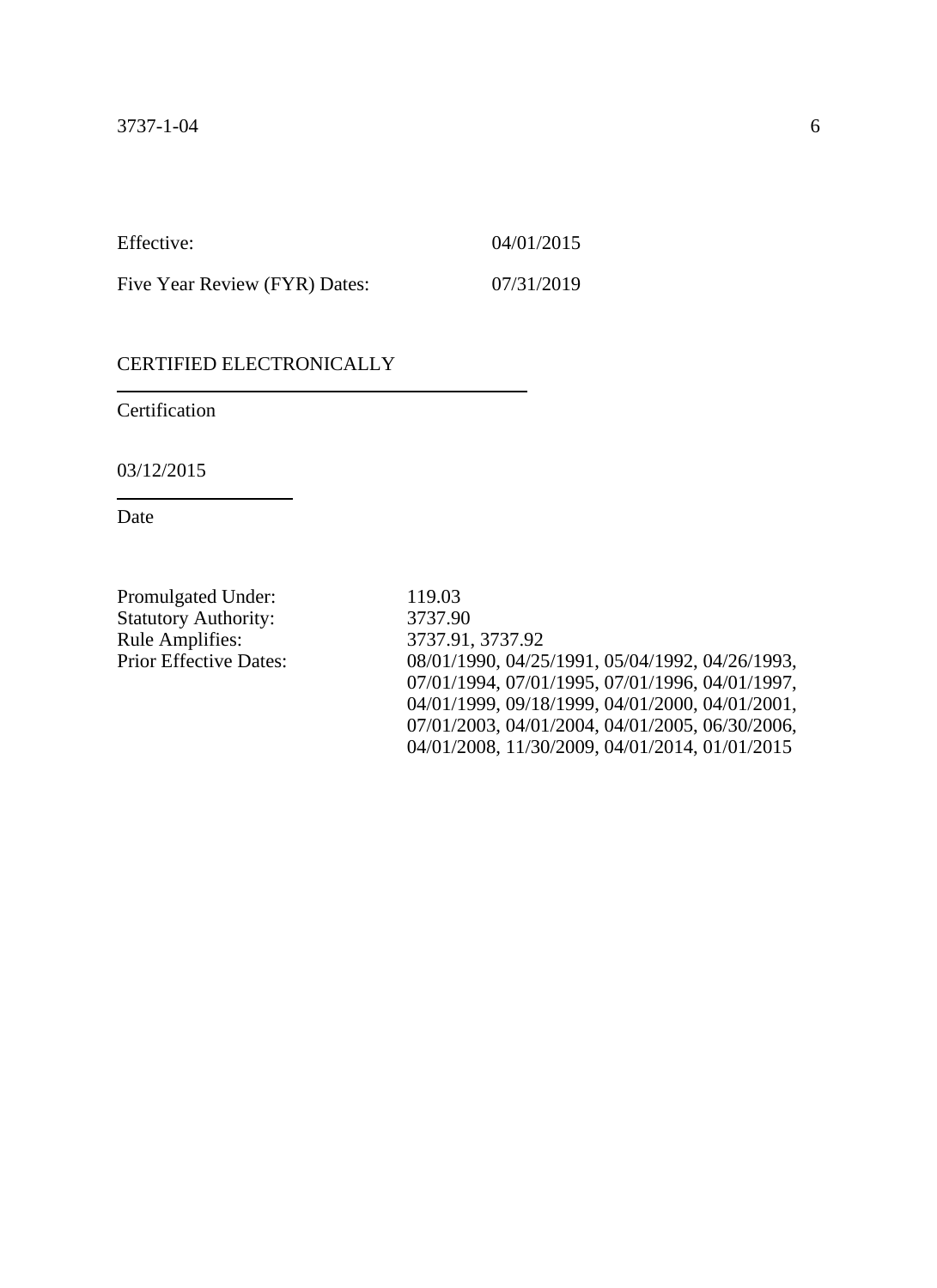Effective: 04/01/2015

Five Year Review (FYR) Dates: 07/31/2019

CERTIFIED ELECTRONICALLY

Certification

03/12/2015

Date

| | |
|---|---|
| Promulgated Under: | 119.03 |
| Statutory Authority: | 3737.90 |
| Rule Amplifies: | 3737.91, 3737.92 |
| Prior Effective Dates: | 08/01/1990, 04/25/1991, 05/04/1992, 04/26/1993, 07/01/1994, 07/01/1995, 07/01/1996, 04/01/1997, 04/01/1999, 09/18/1999, 04/01/2000, 04/01/2001, 07/01/2003, 04/01/2004, 04/01/2005, 06/30/2006, 04/01/2008, 11/30/2009, 04/01/2014, 01/01/2015 |